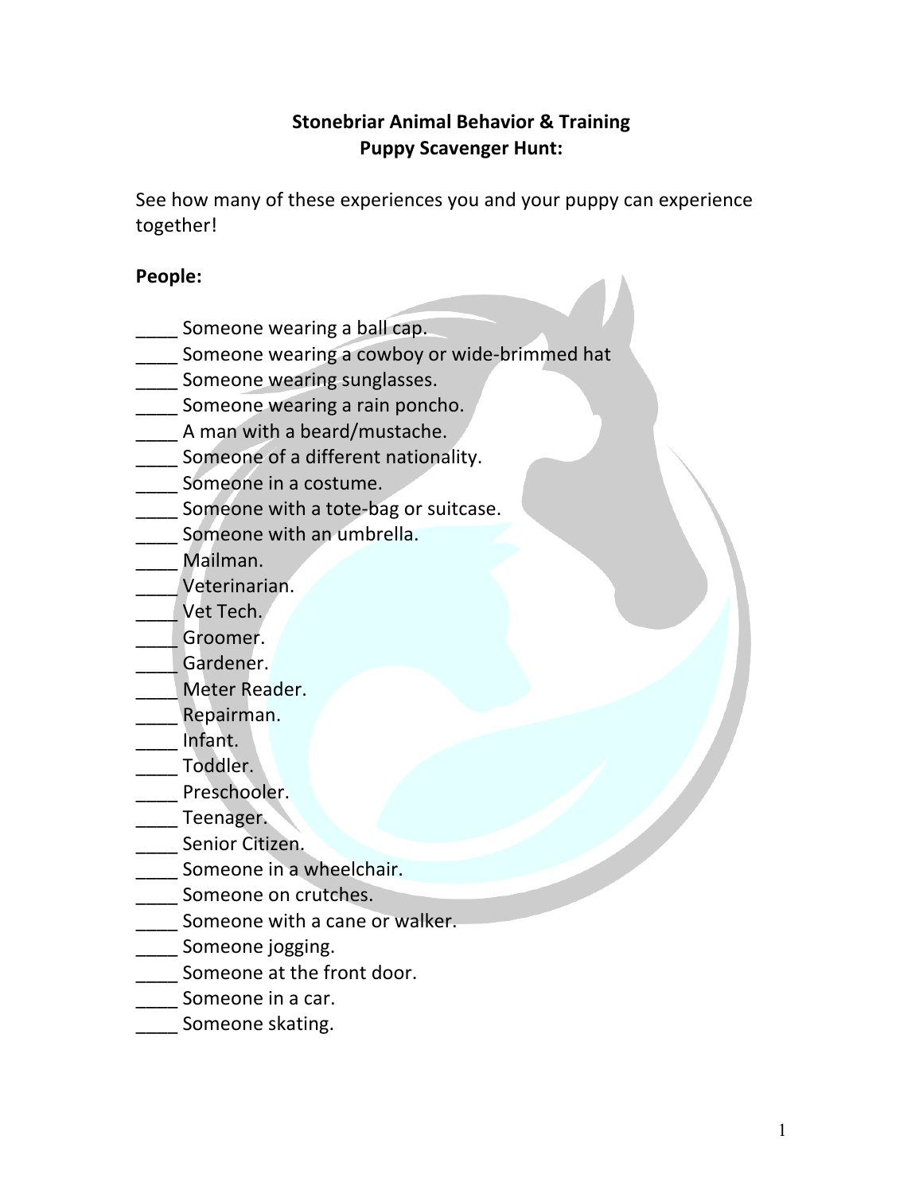# Stonebriar Animal Behavior & Training
## Puppy Scavenger Hunt:

See how many of these experiences you and your puppy can experience together!

### People:

____ Someone wearing a ball cap.
____ Someone wearing a cowboy or wide-brimmed hat
____ Someone wearing sunglasses.
____ Someone wearing a rain poncho.
____ A man with a beard/mustache.
____ Someone of a different nationality.
____ Someone in a costume.
____ Someone with a tote-bag or suitcase.
____ Someone with an umbrella.
____ Mailman.
____ Veterinarian.
____ Vet Tech.
____ Groomer.
____ Gardener.
____ Meter Reader.
____ Repairman.
____ Infant.
____ Toddler.
____ Preschooler.
____ Teenager.
____ Senior Citizen.
____ Someone in a wheelchair.
____ Someone on crutches.
____ Someone with a cane or walker.
____ Someone jogging.
____ Someone at the front door.
____ Someone in a car.
____ Someone skating.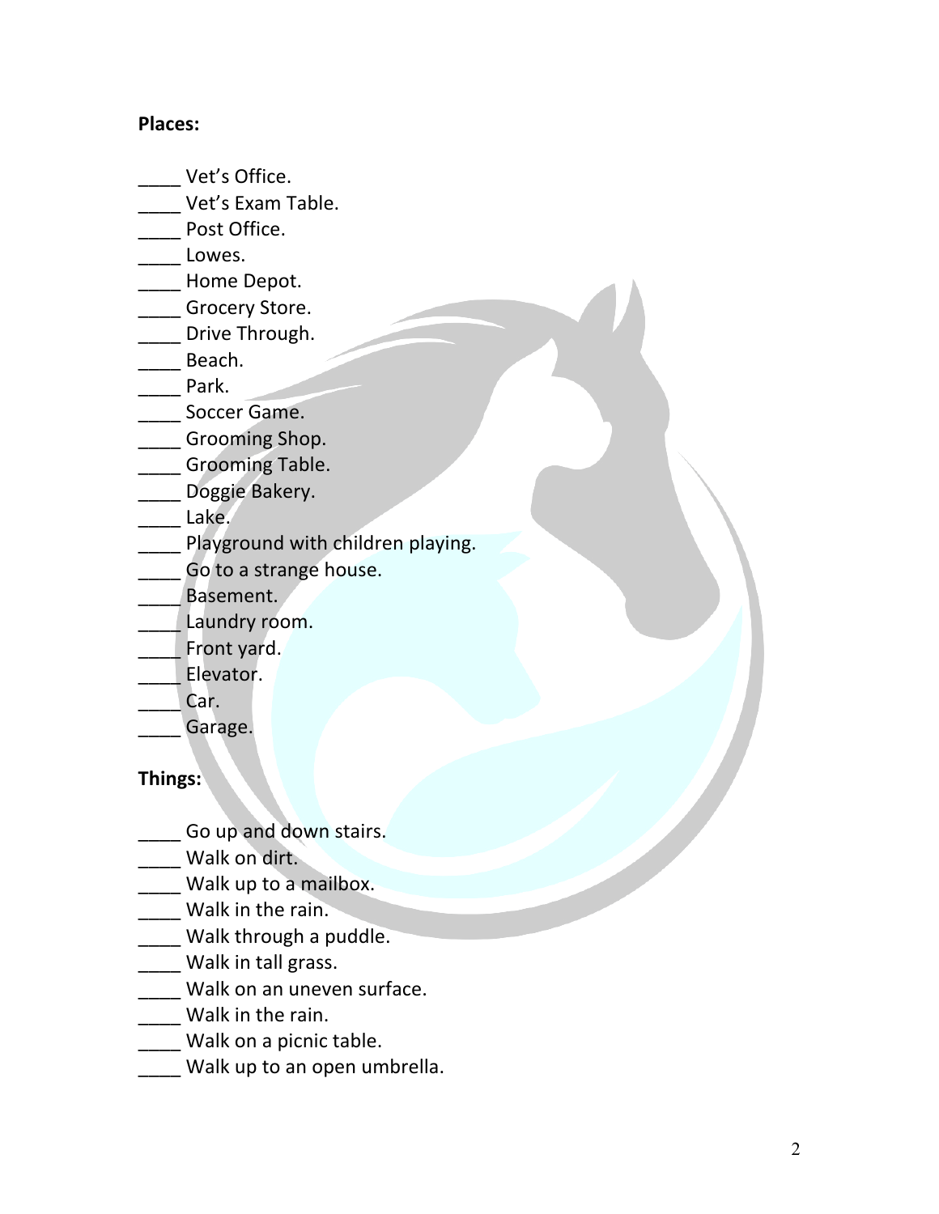**Places:**

____ Vet's Office.
____ Vet's Exam Table.
____ Post Office.
____ Lowes.
____ Home Depot.
____ Grocery Store.
____ Drive Through.
____ Beach.
____ Park.
____ Soccer Game.
____ Grooming Shop.
____ Grooming Table.
____ Doggie Bakery.
____ Lake.
____ Playground with children playing.
____ Go to a strange house.
____ Basement.
____ Laundry room.
____ Front yard.
____ Elevator.
____ Car.
____ Garage.

**Things:**

____ Go up and down stairs.
____ Walk on dirt.
____ Walk up to a mailbox.
____ Walk in the rain.
____ Walk through a puddle.
____ Walk in tall grass.
____ Walk on an uneven surface.
____ Walk in the rain.
____ Walk on a picnic table.
____ Walk up to an open umbrella.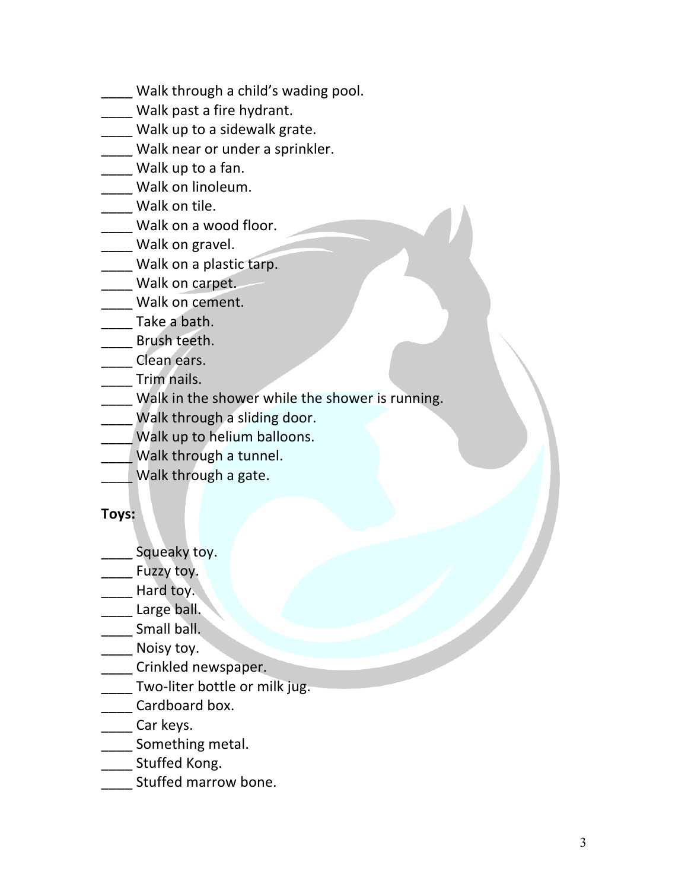____ Walk through a child's wading pool.
____ Walk past a fire hydrant.
____ Walk up to a sidewalk grate.
____ Walk near or under a sprinkler.
____ Walk up to a fan.
____ Walk on linoleum.
____ Walk on tile.
____ Walk on a wood floor.
____ Walk on gravel.
____ Walk on a plastic tarp.
____ Walk on carpet.
____ Walk on cement.
____ Take a bath.
____ Brush teeth.
____ Clean ears.
____ Trim nails.
____ Walk in the shower while the shower is running.
____ Walk through a sliding door.
____ Walk up to helium balloons.
____ Walk through a tunnel.
____ Walk through a gate.

**Toys:**

____ Squeaky toy.
____ Fuzzy toy.
____ Hard toy.
____ Large ball.
____ Small ball.
____ Noisy toy.
____ Crinkled newspaper.
____ Two-liter bottle or milk jug.
____ Cardboard box.
____ Car keys.
____ Something metal.
____ Stuffed Kong.
____ Stuffed marrow bone.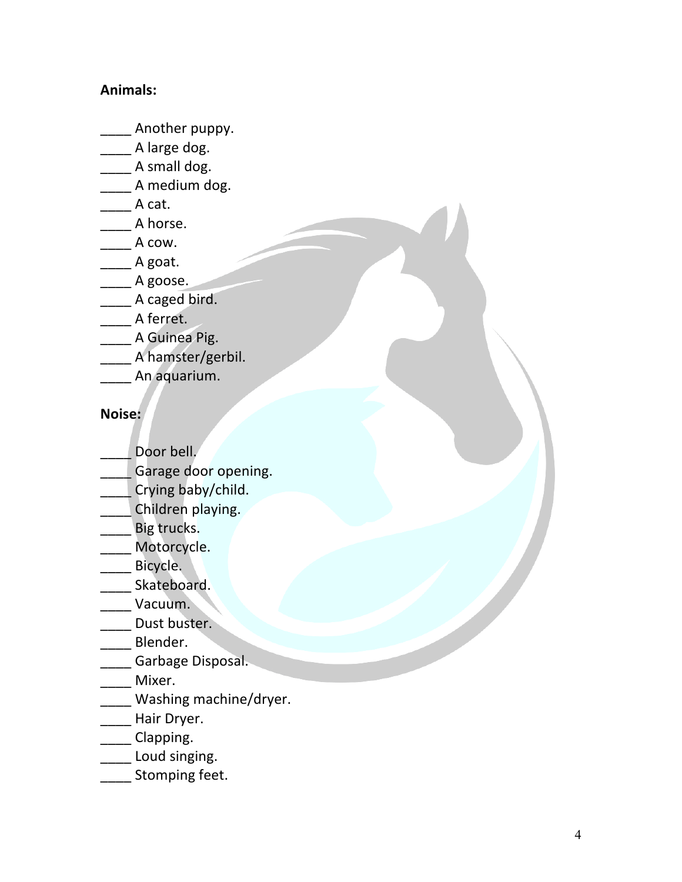**Animals:**

____ Another puppy.
____ A large dog.
____ A small dog.
____ A medium dog.
____ A cat.
____ A horse.
____ A cow.
____ A goat.
____ A goose.
____ A caged bird.
____ A ferret.
____ A Guinea Pig.
____ A hamster/gerbil.
____ An aquarium.

**Noise:**

____ Door bell.
____ Garage door opening.
____ Crying baby/child.
____ Children playing.
____ Big trucks.
____ Motorcycle.
____ Bicycle.
____ Skateboard.
____ Vacuum.
____ Dust buster.
____ Blender.
____ Garbage Disposal.
____ Mixer.
____ Washing machine/dryer.
____ Hair Dryer.
____ Clapping.
____ Loud singing.
____ Stomping feet.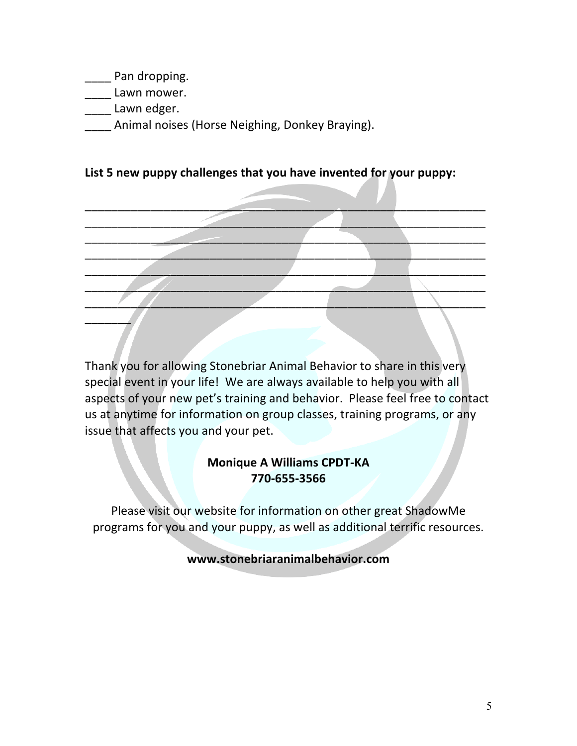____ Pan dropping.
____ Lawn mower.
____ Lawn edger.
____ Animal noises (Horse Neighing, Donkey Braying).

**List 5 new puppy challenges that you have invented for your puppy:**

_______________________________________________________________
_______________________________________________________________
_______________________________________________________________
_______________________________________________________________
_______________________________________________________________
_______________________________________________________________
_______________________________________________________________
_______

Thank you for allowing Stonebriar Animal Behavior to share in this very special event in your life! We are always available to help you with all aspects of your new pet's training and behavior. Please feel free to contact us at anytime for information on group classes, training programs, or any issue that affects you and your pet.

**Monique A Williams CPDT-KA**
**770-655-3566**

Please visit our website for information on other great ShadowMe programs for you and your puppy, as well as additional terrific resources.

**www.stonebriaranimalbehavior.com**